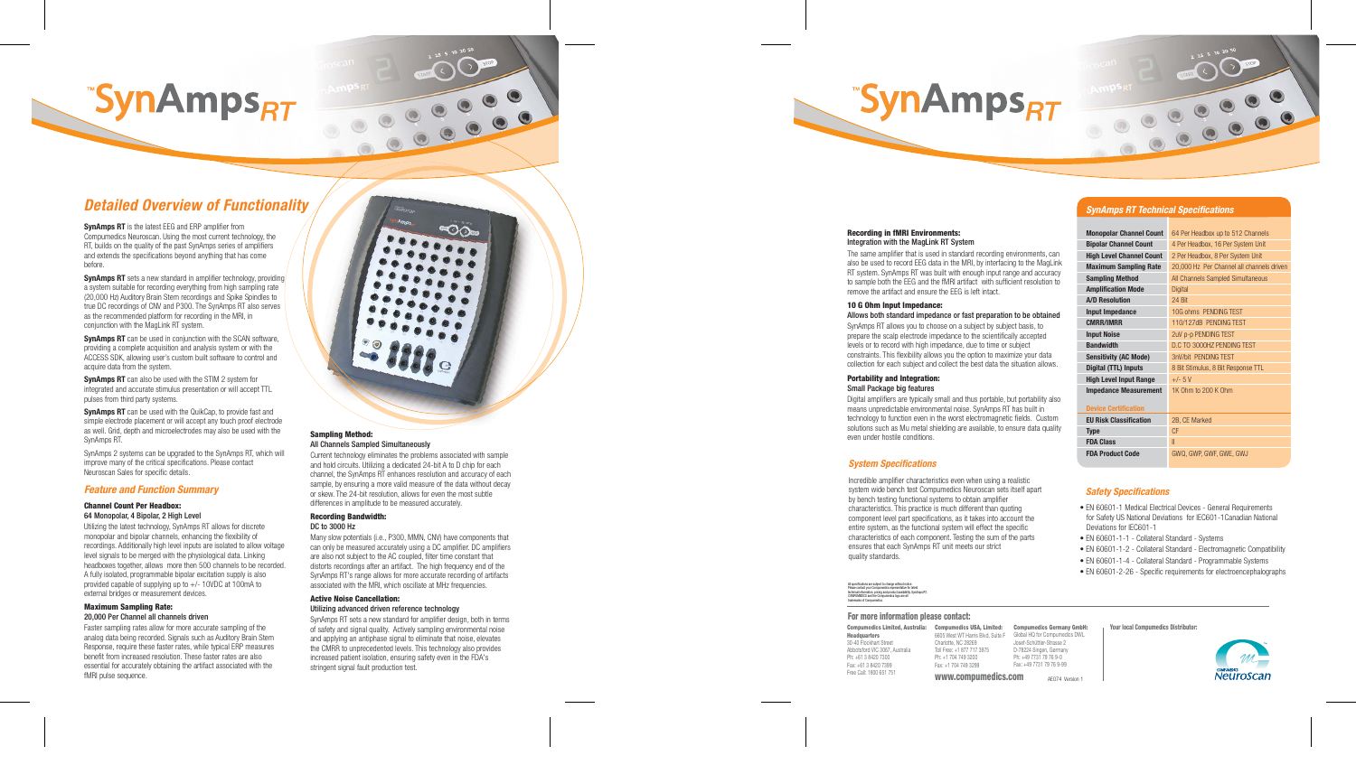# ™SynAmps RT

## Detailed Overview of Functionality

**SynAmps RT** is the latest EEG and ERP amplifier from Compumedics Neuroscan. Using the most current technology, the RT, builds on the quality of the past SynAmps series of amplifiers and extends the specifications beyond anything that has come before.

**SynAmps RT** sets a new standard in amplifier technology, providing a system suitable for recording everything from high sampling rate (20,000 Hz) Auditory Brain Stem recordings and Spike Spindles to true DC recordings of CNV and P300. The SynAmps RT also serves as the recommended platform for recording in the MRI, in conjunction with the MagLink RT system.

**SynAmps RT** can be used in conjunction with the SCAN software, providing a complete acquisition and analysis system or with the ACCESS SDK, allowing user's custom built software to control and acquire data from the system.

**SynAmps RT** can also be used with the STIM 2 system for integrated and accurate stimulus presentation or will accept TTL pulses from third party systems.

**SynAmps RT** can be used with the QuikCap, to provide fast and simple electrode placement or will accept any touch proof electrode as well. Grid, depth and microelectrodes may also be used with the SynAmps RT.

SynAmps 2 systems can be upgraded to the SynAmps RT, which will improve many of the critical specifications. Please contact Neuroscan Sales for specific details.

## Feature and Function Summary

**Channel Count Per Headbox:**
**64 Monopolar, 4 Bipolar, 2 High Level**

Utilizing the latest technology, SynAmps RT allows for discrete monopolar and bipolar channels, enhancing the flexibility of recordings. Additionally high level inputs are isolated to allow voltage level signals to be merged with the physiological data. Linking headboxes together, allows more then 500 channels to be recorded. A fully isolated, programmable bipolar excitation supply is also provided capable of supplying up to +/- 10VDC at 100mA to external bridges or measurement devices.

**Maximum Sampling Rate:**
**20,000 Per Channel all channels driven**

Faster sampling rates allow for more accurate sampling of the analog data being recorded. Signals such as Auditory Brain Stem Response, require these faster rates, while typical ERP measures benefit from increased resolution. These faster rates are also essential for accurately obtaining the artifact associated with the fMRI pulse sequence.

**Sampling Method:**
**All Channels Sampled Simultaneously**

Current technology eliminates the problems associated with sample and hold circuits. Utilizing a dedicated 24-bit A to D chip for each channel, the SynAmps RT enhances resolution and accuracy of each sample, by ensuring a more valid measure of the data without decay or skew. The 24-bit resolution, allows for even the most subtle differences in amplitude to be measured accurately.

**Recording Bandwidth:**
**DC to 3000 Hz**

Many slow potentials (i.e., P300, MMN, CNV) have components that can only be measured accurately using a DC amplifier. DC amplifiers are also not subject to the AC coupled, filter time constant that distorts recordings after an artifact. The high frequency end of the SynAmps RT's range allows for more accurate recording of artifacts associated with the MRI, which oscillate at MHz frequencies.

**Active Noise Cancellation:**
**Utilizing advanced driven reference technology**

SynAmps RT sets a new standard for amplifier design, both in terms of safety and signal quality. Actively sampling environmental noise and applying an antiphase signal to eliminate that noise, elevates the CMRR to unprecedented levels. This technology also provides increased patient isolation, ensuring safety even in the FDA's stringent signal fault production test.

# ™SynAmps RT

**Recording in fMRI Environments:**
**Integration with the MagLink RT System**

The same amplifier that is used in standard recording environments, can also be used to record EEG data in the MRI, by interfacing to the MagLink RT system. SynAmps RT was built with enough input range and accuracy to sample both the EEG and the fMRI artifact with sufficient resolution to remove the artifact and ensure the EEG is left intact.

**10 G Ohm Input Impedance:**
**Allows both standard impedance or fast preparation to be obtained**

SynAmps RT allows you to choose on a subject by subject basis, to prepare the scalp electrode impedance to the scientifically accepted levels or to record with high impedance, due to time or subject constraints. This flexibility allows you the option to maximize your data collection for each subject and collect the best data the situation allows.

**Portability and Integration:**
**Small Package big features**

Digital amplifiers are typically small and thus portable, but portability also means unpredictable environmental noise. SynAmps RT has built in technology to function even in the worst electromagnetic fields. Custom solutions such as Mu metal shielding are available, to ensure data quality even under hostile conditions.

## System Specifications

Incredible amplifier characteristics even when using a realistic system wide bench test Compumedics Neuroscan sets itself apart by bench testing functional systems to obtain amplifier characteristics. This is much different than quoting component level part specifications, as it takes into account the entire system, as the functional system will effect the specific characteristics of each component. Testing the sum of the parts ensures that each SynAmps RT unit meets our strict quality standards.

## SynAmps RT Technical Specifications

| | |
|---|---|
| **Monopolar Channel Count** | 64 Per Headbox up to 512 Channels |
| **Bipolar Channel Count** | 4 Per Headbox, 16 Per System Unit |
| **High Level Channel Count** | 2 Per Headbox, 8 Per System Unit |
| **Maximum Sampling Rate** | 20,000 Hz Per Channel all channels driven |
| **Sampling Method** | All Channels Sampled Simultaneous |
| **Amplification Mode** | Digital |
| **A/D Resolution** | 24 Bit |
| **Input Impedance** | 10G ohms PENDING TEST |
| **CMRR/IMRR** | 110/127dB PENDING TEST |
| **Input Noise** | 2uV p-p PENDING TEST |
| **Bandwidth** | D.C TO 3000HZ PENDING TEST |
| **Sensitivity (AC Mode)** | 3nV/bit PENDING TEST |
| **Digital (TTL) Inputs** | 8 Bit Stimulus, 8 Bit Response TTL |
| **High Level Input Range** | +/- 5 V |
| **Impedance Measurement** | 1K Ohm to 200 K Ohm |
| **Device Certification** | |
| **EU Risk Classification** | 2B, CE Marked |
| **Type** | CF |
| **FDA Class** | II |
| **FDA Product Code** | GWQ, GWP, GWF, GWE, GWJ |

## Safety Specifications

- EN 60601-1 Medical Electrical Devices - General Requirements for Safety US National Deviations for IEC601-1Canadian National Deviations for IEC601-1
- EN 60601-1-1 - Collateral Standard - Systems
- EN 60601-1-2 - Collateral Standard - Electromagnetic Compatibility
- EN 60601-1-4 - Collateral Standard - Programmable Systems
- EN 60601-2-26 - Specific requirements for electroencephalographs

All specifications are subject to change without notice. Please contact your Compumedics representative for latest technical information, pricing and product availability. SynAmps RT, COMPUMEDICS and the Compumedics logo are all trademarks of Compumedics.

**For more information please contact:**

**Compumedics Limited, Australia: Headquarters**
30-40 Flockhart Street
Abbotsford VIC 3067, Australia
Ph: +61 3 8420 7300
Fax: +61 3 8420 7399
Free Call: 1800 651 751

**Compumedics USA, Limited:**
6605 West WT Harris Blvd, Suite F
Charlotte, NC 28269
Toll Free: +1 877 717 3975
Ph: +1 704 749 3200
Fax: +1 704 749 3299

**Compumedics Germany GmbH:**
Global HQ for Compumedics DWL
Josef-Schüttler-Strasse 2
D-78224 Singen, Germany
Ph: +49 7731 79 76 9-0
Fax: +49 7731 79 76 9-99

**www.compumedics.com**

AE074 Version 1

**Your local Compumedics Distributor:**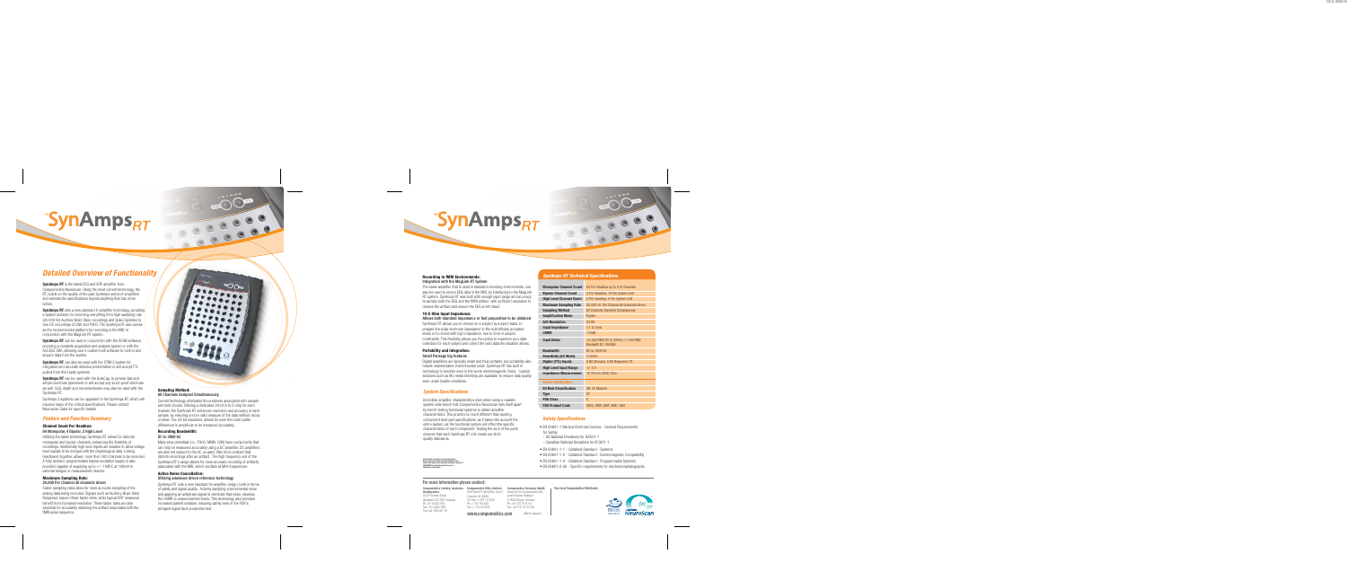# SynAmps$_{RT}$

## Detailed Overview of Functionality

**SynAmps RT** is the latest EEG and ERP amplifier from Compumedics Neuroscan. Using the most current technology, the RT builds on the quality of the past Synamps series of amplifiers and extends the specifications beyond anything that has come before.

**SynAmps RT** sets a new standard in amplifier technology, providing a system suitable for recording everything from high sampling rate (20,000 Hz) Auditory Brain Stem recordings and Spike Samples to true DC recordings of DNI and P300. The SynAmps RT also serves as the recommended platform for recording in the MRI, in conjunction with the MagLink RT system.

**SynAmps RT** can be used in conjunction with the SCAN software, providing a complete acquisition and analysis system or with the ACCESS SDK allowing users custom built software to control and acquire data from the system.

**SynAmps RT** can also be used with the STIM 2 system for integrated and accurate stimulus presentation or will accept TTL pulses from third party systems.

**SynAmps RT** can be used with the QuikCap, to provide fast and simple electrode placement or will accept any touch proof electrode as well. Grid, depth and microelectrodes may also be used with the SynAmps RT.

SynAmps 2 systems can be upgraded to the SynAmps RT, which will improve many of the critical specifications. Please contact Neuroscan Sales for specific details.

### Feature and Function Summary

**Channel Count Per Headbox**
**64 Monopolar, 4 Bipolar, 2 High Level**

Utilizing the latest technology SynAmps RT allows for discrete monopolar and bipolar channels, enhancing the flexibility of recordings. Additionally high level inputs are isolated to allow voltage level signals to be integrated with the physiological data. Linking headboxes together, allows more than 500 channels to be recorded. A fully isolated, programmable bipolar excitation supply is also provided capable of supplying up to +/- 10VDC at 100mA to external bridges or measurement devices.

**Maximum Sampling Rate**
**20,000 Per Channel all channels driven**

Faster sampling rates allow for more accurate sampling of the analog data being recorded. Signals such as Auditory Brain Stem Response, require these faster rates, while typical ERP measures benefit from increased resolution. These faster rates are also essential for accurately obtaining the artifact associated with the fMRI pulse sequence.

**Sampling Method**
**All Channels Sampled Simultaneously**

Current technology eliminates the problems associated with sample and hold circuits. Utilizing a dedicated 24-bit A to D chip for each channel, the SynAmps RT enhances resolution and accuracy of each sample, by ensuring a more valid measure of the data without decay or skew. The 24-bit resolution allows for even the most subtle differences in amplitude to be measured accurately.

**Recording Bandwidth**
**DC to 3500 Hz**

Many slow potentials (i.e., P300, MRN, CNV) have components that can only be measured accurately using a DC amplifier. DC amplifiers are also not subject to the AC coupled, filter time-constant that distorts recordings after an artifact. The high frequency end of the SynAmps RT's range allows for more accurate recording of artifacts associated with the MRI, which oscillate at MHz frequencies.

**Active Noise Cancellation**
**Utilizing advanced driven reference technology**

Synamps RT sets a new standard for amplifier design both in terms of safety and signal quality. Actively sampling environmental noise and applying an antiphase signal to eliminate that noise, elevates the CMMR to unprecedented levels. This technology also provides increased patient isolation, ensuring safety even in the EEA's stringent signal fault production test.

**Recording in fMRI Environments:**
**Integration with the MagLink RT System**

The same amplifier that is used in standard recording environments, can also be used to record EEG data in the MRI, by interfacing to the MagLink RT system. SynAmps RT was built with enough input range and accuracy to sample both the EEG and the fMRI artifact, with sufficient resolution to remove the artifact and ensure the EEG is left intact.

**10 G Ohm Input Impedance:**
**Allows both standard impedance or fast preparation to be obtained**

SynAmps RT allows you to choose on a subject by subject basis, to prepare the scalp electrode impedance to the scientifically accepted levels or to record with high impedance, due to time or subject constraints. This flexibility allows you the option to maximize your data collection for each subject and collect the best data the situation allows.

**Portability and Integration:**
**Small Package big features**

Digital amplifiers are typically small and thus portable, but portability also means unpredictable environmental noise. SynAmps RT has built in technology to function even in the worst electromagnetic fields. Custom solutions such as film metal shielding are available, to ensure data quality even under hostile conditions.

### System Specifications

Incredible amplifier characteristics even when using a realistic system wide bench test Compumedics Neuroscan sets itself apart by bench testing functional systems, to obtain amplifier characteristics. This practice is much different than quoting component level part specifications, as it takes into account the entire system as the functional system will effect the specific characteristics of each component. Testing the sum of the parts ensures that each SynAmps RT unit meets our strict quality standards.

### SynAmps RT Technical Specifications

| | |
|---|---|
| Monopolar Channel Count | 64 Per Headbox up to 512 Channels |
| Bipolar Channel Count | 4 Per Headbox, 16 Per System Unit |
| High Level Channel Count | 2 Per Headbox, 8 Per System Unit |
| Maximum Sampling Rate | 20,000 Hz Per Channel all channels driven |
| Sampling Method | All Channels Sampled Simultaneously |
| Amplification Mode | Digital |
| A/D Resolution | 24 bit |
| Input Impedance | >1 G ohm |
| CMRR | 110dB |
| Input Noise | <0.5uV RMS DC to 200Hz <1.0uV RMS Bandwidth DC-3500Hz |
| Bandwidth | DC to 3500 Hz |
| Sensitivity (AC Mode) | 3 nV/bit |
| Digital (TTL) Inputs | 8 Bit Stimulus, 8 Bit Response TTL |
| High Level Input Range | +/- 5 V |
| Impedance Measurement | 10 Ohm to 200K Ohm |
| Device Classification | |
| EU Risk Classification | IIA, CE Marked |
| Type | CF |
| FDA Class | II |
| FDA Product Code | GWQ, GWF, GXY, HGB, OMA |

### Safety Specifications

- EN 60601-1 Medical Electrical Devices - General Requirements for Safety
  - US National Deviations for IEC601-1
  - Canadian National Deviations for IEC601-1
- EN 60601-1-1 - Collateral Standard - Systems
- EN 60601-1-2 - Collateral Standard - Electromagnetic Compatibility
- EN 60601-1-4 - Collateral Standard - Programmable Systems
- EN 60601-2-26 - Specific requirements for electroencephalographs

**For more information please contact:**

**Compumedics Limited, Australia Headquarters** | **Compumedics USA, Limited** | **Compumedics Germany GmbH**

**Your local Compumedics Distributor:**

**www.compumedics.com**